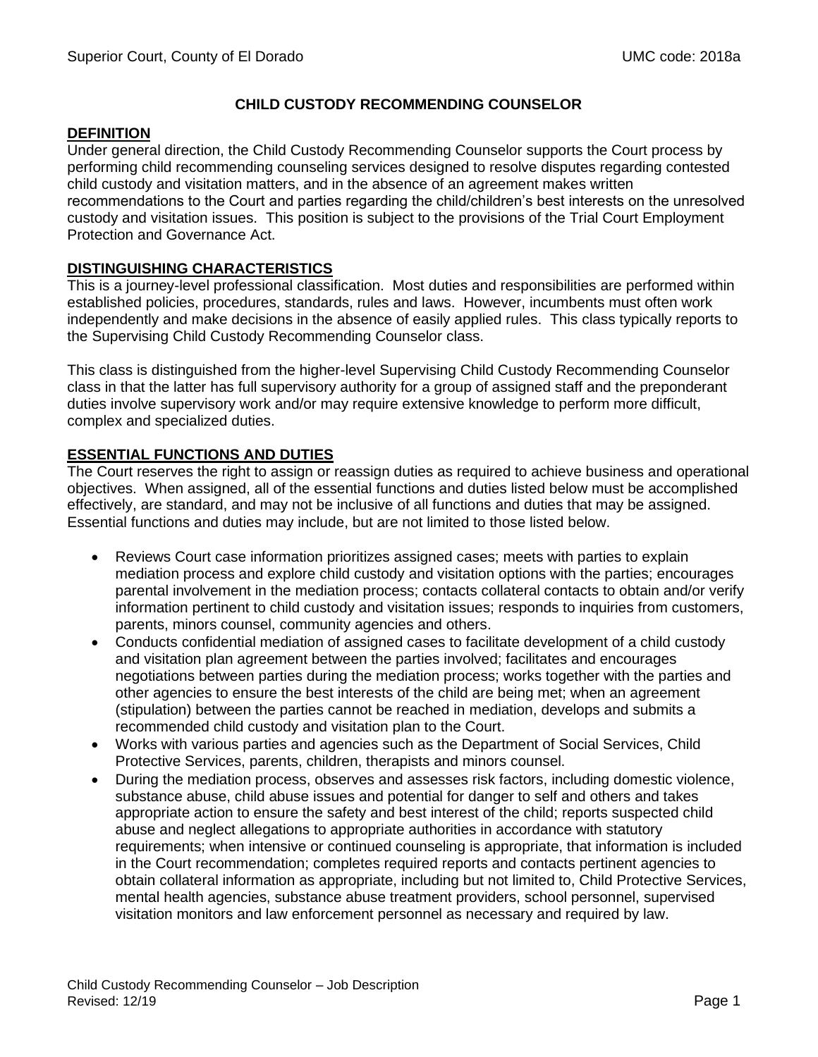# CHILD CUSTODY RECOMMENDING COUNSELOR

## DEFINITION

Under general direction, the Child Custody Recommending Counselor supports the Court process by performing child recommending counseling services designed to resolve disputes regarding contested child custody and visitation matters, and in the absence of an agreement makes written recommendations to the Court and parties regarding the child/children's best interests on the unresolved custody and visitation issues. This position is subject to the provisions of the Trial Court Employment Protection and Governance Act.

## DISTINGUISHING CHARACTERISTICS

This is a journey-level professional classification. Most duties and responsibilities are performed within established policies, procedures, standards, rules and laws. However, incumbents must often work independently and make decisions in the absence of easily applied rules. This class typically reports to the Supervising Child Custody Recommending Counselor class.

This class is distinguished from the higher-level Supervising Child Custody Recommending Counselor class in that the latter has full supervisory authority for a group of assigned staff and the preponderant duties involve supervisory work and/or may require extensive knowledge to perform more difficult, complex and specialized duties.

## ESSENTIAL FUNCTIONS AND DUTIES

The Court reserves the right to assign or reassign duties as required to achieve business and operational objectives. When assigned, all of the essential functions and duties listed below must be accomplished effectively, are standard, and may not be inclusive of all functions and duties that may be assigned. Essential functions and duties may include, but are not limited to those listed below.

- Reviews Court case information prioritizes assigned cases; meets with parties to explain mediation process and explore child custody and visitation options with the parties; encourages parental involvement in the mediation process; contacts collateral contacts to obtain and/or verify information pertinent to child custody and visitation issues; responds to inquiries from customers, parents, minors counsel, community agencies and others.
- Conducts confidential mediation of assigned cases to facilitate development of a child custody and visitation plan agreement between the parties involved; facilitates and encourages negotiations between parties during the mediation process; works together with the parties and other agencies to ensure the best interests of the child are being met; when an agreement (stipulation) between the parties cannot be reached in mediation, develops and submits a recommended child custody and visitation plan to the Court.
- Works with various parties and agencies such as the Department of Social Services, Child Protective Services, parents, children, therapists and minors counsel.
- During the mediation process, observes and assesses risk factors, including domestic violence, substance abuse, child abuse issues and potential for danger to self and others and takes appropriate action to ensure the safety and best interest of the child; reports suspected child abuse and neglect allegations to appropriate authorities in accordance with statutory requirements; when intensive or continued counseling is appropriate, that information is included in the Court recommendation; completes required reports and contacts pertinent agencies to obtain collateral information as appropriate, including but not limited to, Child Protective Services, mental health agencies, substance abuse treatment providers, school personnel, supervised visitation monitors and law enforcement personnel as necessary and required by law.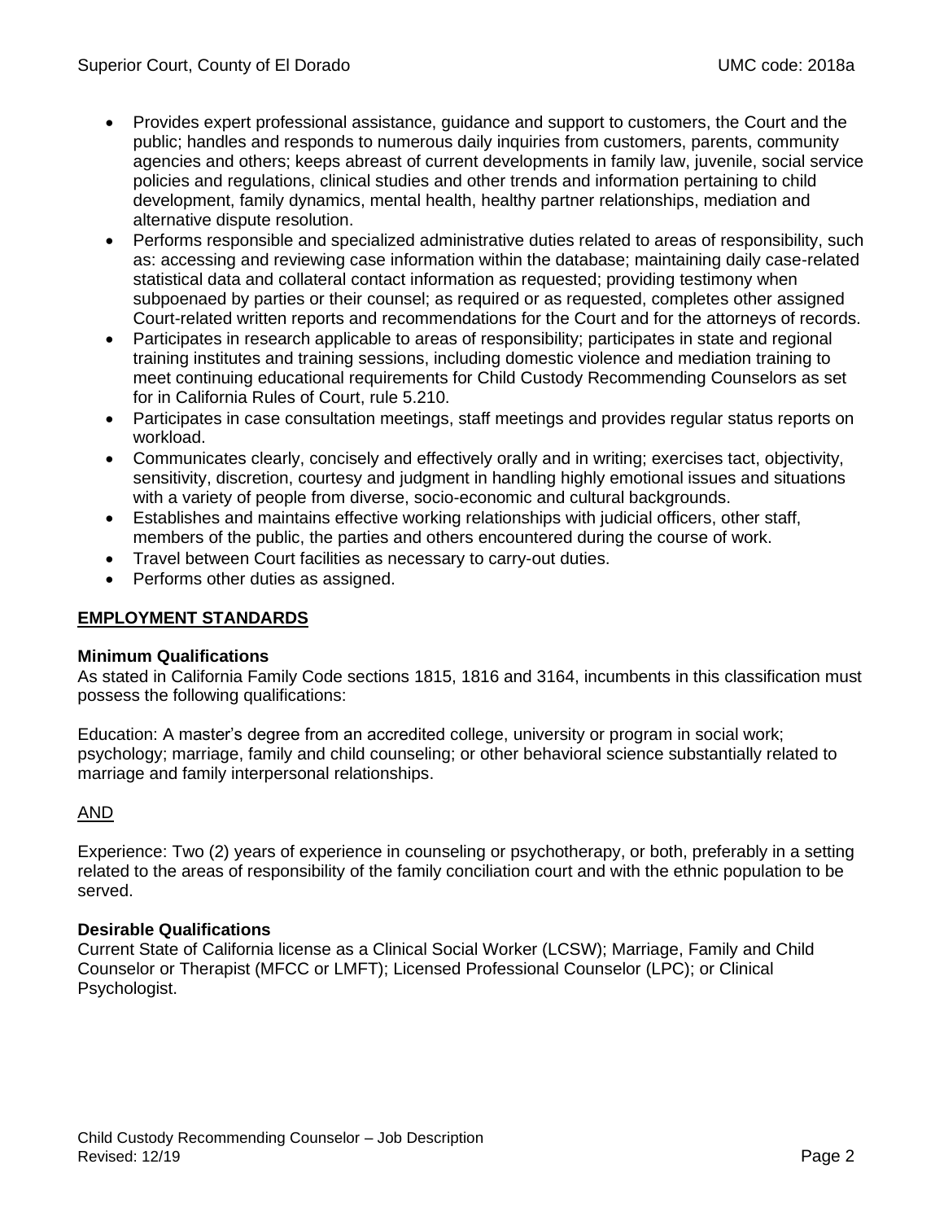- Provides expert professional assistance, guidance and support to customers, the Court and the public; handles and responds to numerous daily inquiries from customers, parents, community agencies and others; keeps abreast of current developments in family law, juvenile, social service policies and regulations, clinical studies and other trends and information pertaining to child development, family dynamics, mental health, healthy partner relationships, mediation and alternative dispute resolution.
- Performs responsible and specialized administrative duties related to areas of responsibility, such as: accessing and reviewing case information within the database; maintaining daily case-related statistical data and collateral contact information as requested; providing testimony when subpoenaed by parties or their counsel; as required or as requested, completes other assigned Court-related written reports and recommendations for the Court and for the attorneys of records.
- Participates in research applicable to areas of responsibility; participates in state and regional training institutes and training sessions, including domestic violence and mediation training to meet continuing educational requirements for Child Custody Recommending Counselors as set for in California Rules of Court, rule 5.210.
- Participates in case consultation meetings, staff meetings and provides regular status reports on workload.
- Communicates clearly, concisely and effectively orally and in writing; exercises tact, objectivity, sensitivity, discretion, courtesy and judgment in handling highly emotional issues and situations with a variety of people from diverse, socio-economic and cultural backgrounds.
- Establishes and maintains effective working relationships with judicial officers, other staff, members of the public, the parties and others encountered during the course of work.
- Travel between Court facilities as necessary to carry-out duties.
- Performs other duties as assigned.

## EMPLOYMENT STANDARDS

### Minimum Qualifications

As stated in California Family Code sections 1815, 1816 and 3164, incumbents in this classification must possess the following qualifications:

Education: A master's degree from an accredited college, university or program in social work; psychology; marriage, family and child counseling; or other behavioral science substantially related to marriage and family interpersonal relationships.

AND

Experience: Two (2) years of experience in counseling or psychotherapy, or both, preferably in a setting related to the areas of responsibility of the family conciliation court and with the ethnic population to be served.

### Desirable Qualifications

Current State of California license as a Clinical Social Worker (LCSW); Marriage, Family and Child Counselor or Therapist (MFCC or LMFT); Licensed Professional Counselor (LPC); or Clinical Psychologist.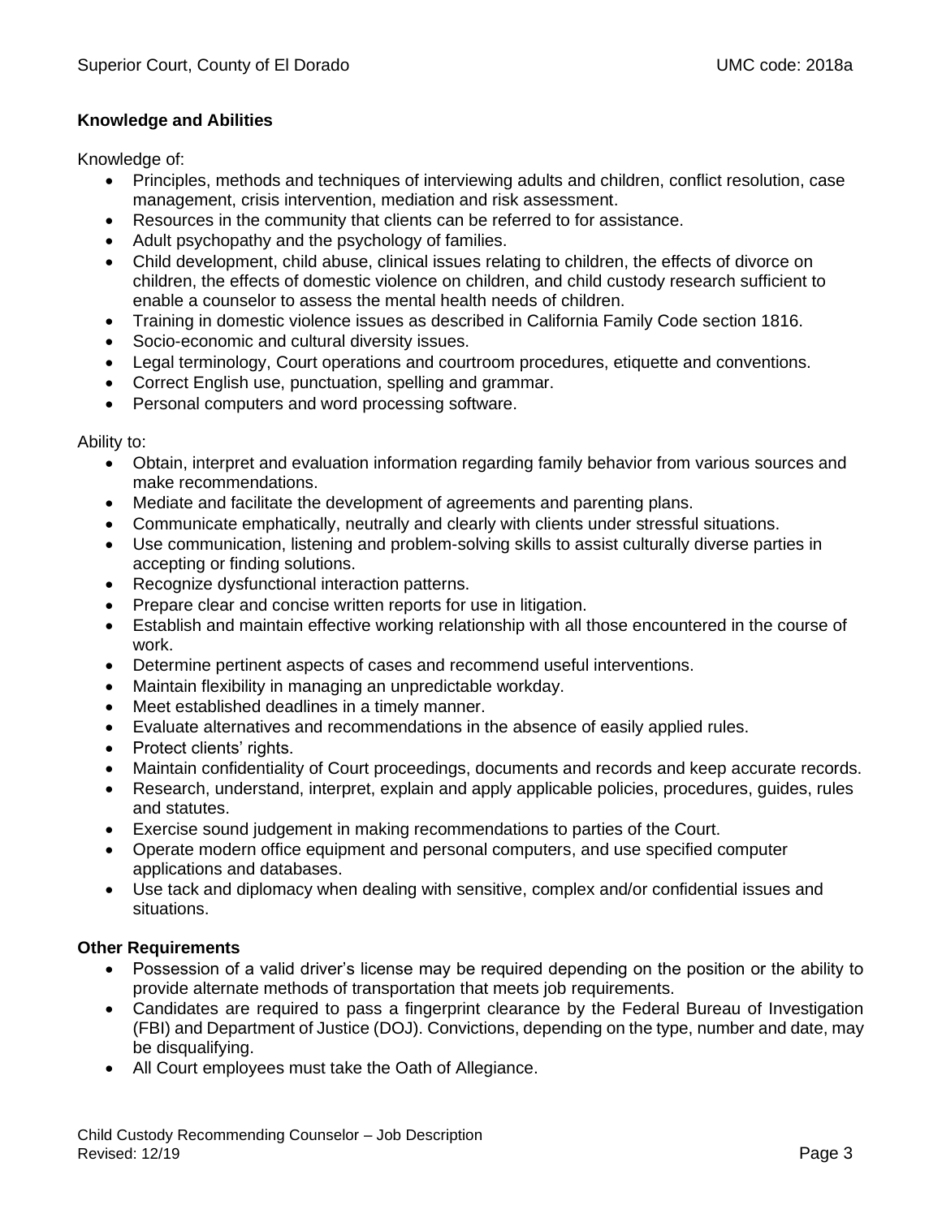**Knowledge and Abilities**

Knowledge of:

- Principles, methods and techniques of interviewing adults and children, conflict resolution, case management, crisis intervention, mediation and risk assessment.
- Resources in the community that clients can be referred to for assistance.
- Adult psychopathy and the psychology of families.
- Child development, child abuse, clinical issues relating to children, the effects of divorce on children, the effects of domestic violence on children, and child custody research sufficient to enable a counselor to assess the mental health needs of children.
- Training in domestic violence issues as described in California Family Code section 1816.
- Socio-economic and cultural diversity issues.
- Legal terminology, Court operations and courtroom procedures, etiquette and conventions.
- Correct English use, punctuation, spelling and grammar.
- Personal computers and word processing software.

Ability to:

- Obtain, interpret and evaluation information regarding family behavior from various sources and make recommendations.
- Mediate and facilitate the development of agreements and parenting plans.
- Communicate emphatically, neutrally and clearly with clients under stressful situations.
- Use communication, listening and problem-solving skills to assist culturally diverse parties in accepting or finding solutions.
- Recognize dysfunctional interaction patterns.
- Prepare clear and concise written reports for use in litigation.
- Establish and maintain effective working relationship with all those encountered in the course of work.
- Determine pertinent aspects of cases and recommend useful interventions.
- Maintain flexibility in managing an unpredictable workday.
- Meet established deadlines in a timely manner.
- Evaluate alternatives and recommendations in the absence of easily applied rules.
- Protect clients' rights.
- Maintain confidentiality of Court proceedings, documents and records and keep accurate records.
- Research, understand, interpret, explain and apply applicable policies, procedures, guides, rules and statutes.
- Exercise sound judgement in making recommendations to parties of the Court.
- Operate modern office equipment and personal computers, and use specified computer applications and databases.
- Use tack and diplomacy when dealing with sensitive, complex and/or confidential issues and situations.

**Other Requirements**

- Possession of a valid driver's license may be required depending on the position or the ability to provide alternate methods of transportation that meets job requirements.
- Candidates are required to pass a fingerprint clearance by the Federal Bureau of Investigation (FBI) and Department of Justice (DOJ). Convictions, depending on the type, number and date, may be disqualifying.
- All Court employees must take the Oath of Allegiance.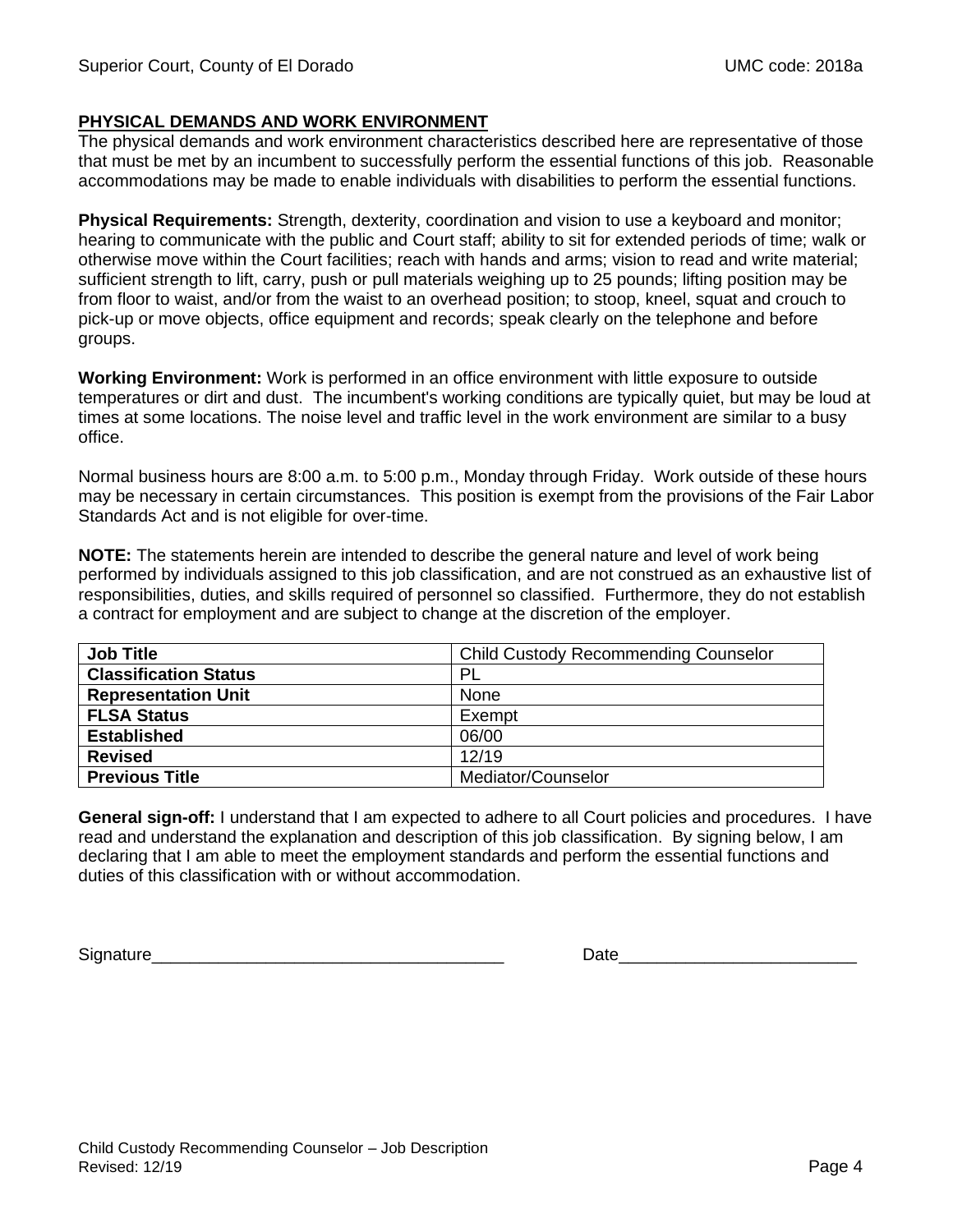## PHYSICAL DEMANDS AND WORK ENVIRONMENT

The physical demands and work environment characteristics described here are representative of those that must be met by an incumbent to successfully perform the essential functions of this job. Reasonable accommodations may be made to enable individuals with disabilities to perform the essential functions.

**Physical Requirements:** Strength, dexterity, coordination and vision to use a keyboard and monitor; hearing to communicate with the public and Court staff; ability to sit for extended periods of time; walk or otherwise move within the Court facilities; reach with hands and arms; vision to read and write material; sufficient strength to lift, carry, push or pull materials weighing up to 25 pounds; lifting position may be from floor to waist, and/or from the waist to an overhead position; to stoop, kneel, squat and crouch to pick-up or move objects, office equipment and records; speak clearly on the telephone and before groups.

**Working Environment:** Work is performed in an office environment with little exposure to outside temperatures or dirt and dust. The incumbent's working conditions are typically quiet, but may be loud at times at some locations. The noise level and traffic level in the work environment are similar to a busy office.

Normal business hours are 8:00 a.m. to 5:00 p.m., Monday through Friday. Work outside of these hours may be necessary in certain circumstances. This position is exempt from the provisions of the Fair Labor Standards Act and is not eligible for over-time.

**NOTE:** The statements herein are intended to describe the general nature and level of work being performed by individuals assigned to this job classification, and are not construed as an exhaustive list of responsibilities, duties, and skills required of personnel so classified. Furthermore, they do not establish a contract for employment and are subject to change at the discretion of the employer.

| | |
|---|---|
| **Job Title** | Child Custody Recommending Counselor |
| **Classification Status** | PL |
| **Representation Unit** | None |
| **FLSA Status** | Exempt |
| **Established** | 06/00 |
| **Revised** | 12/19 |
| **Previous Title** | Mediator/Counselor |

**General sign-off:** I understand that I am expected to adhere to all Court policies and procedures. I have read and understand the explanation and description of this job classification. By signing below, I am declaring that I am able to meet the employment standards and perform the essential functions and duties of this classification with or without accommodation.

Signature_____________________________________ Date_________________________